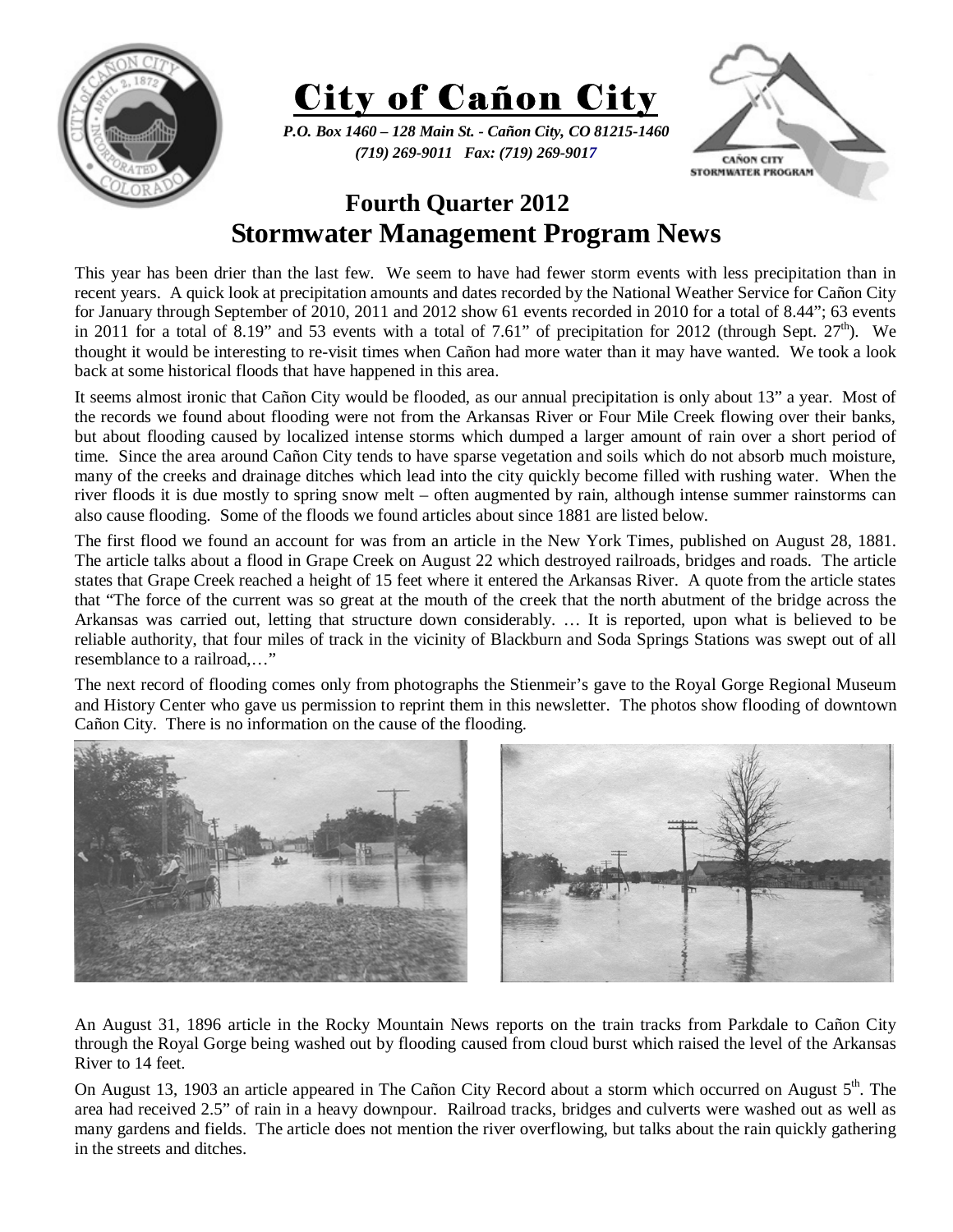# City of Cañon City

*P.O. Box 1460 – 128 Main St. - Cañon City, CO 81215-1460*
*(719) 269-9011 Fax: (719) 269-9017*

## Fourth Quarter 2012
## Stormwater Management Program News

This year has been drier than the last few. We seem to have had fewer storm events with less precipitation than in recent years. A quick look at precipitation amounts and dates recorded by the National Weather Service for Cañon City for January through September of 2010, 2011 and 2012 show 61 events recorded in 2010 for a total of 8.44"; 63 events in 2011 for a total of 8.19" and 53 events with a total of 7.61" of precipitation for 2012 (through Sept. 27th). We thought it would be interesting to re-visit times when Cañon had more water than it may have wanted. We took a look back at some historical floods that have happened in this area.

It seems almost ironic that Cañon City would be flooded, as our annual precipitation is only about 13" a year. Most of the records we found about flooding were not from the Arkansas River or Four Mile Creek flowing over their banks, but about flooding caused by localized intense storms which dumped a larger amount of rain over a short period of time. Since the area around Cañon City tends to have sparse vegetation and soils which do not absorb much moisture, many of the creeks and drainage ditches which lead into the city quickly become filled with rushing water. When the river floods it is due mostly to spring snow melt – often augmented by rain, although intense summer rainstorms can also cause flooding. Some of the floods we found articles about since 1881 are listed below.

The first flood we found an account for was from an article in the New York Times, published on August 28, 1881. The article talks about a flood in Grape Creek on August 22 which destroyed railroads, bridges and roads. The article states that Grape Creek reached a height of 15 feet where it entered the Arkansas River. A quote from the article states that "The force of the current was so great at the mouth of the creek that the north abutment of the bridge across the Arkansas was carried out, letting that structure down considerably. … It is reported, upon what is believed to be reliable authority, that four miles of track in the vicinity of Blackburn and Soda Springs Stations was swept out of all resemblance to a railroad,…"

The next record of flooding comes only from photographs the Stienmeir's gave to the Royal Gorge Regional Museum and History Center who gave us permission to reprint them in this newsletter. The photos show flooding of downtown Cañon City. There is no information on the cause of the flooding.

An August 31, 1896 article in the Rocky Mountain News reports on the train tracks from Parkdale to Cañon City through the Royal Gorge being washed out by flooding caused from cloud burst which raised the level of the Arkansas River to 14 feet.

On August 13, 1903 an article appeared in The Cañon City Record about a storm which occurred on August 5th. The area had received 2.5" of rain in a heavy downpour. Railroad tracks, bridges and culverts were washed out as well as many gardens and fields. The article does not mention the river overflowing, but talks about the rain quickly gathering in the streets and ditches.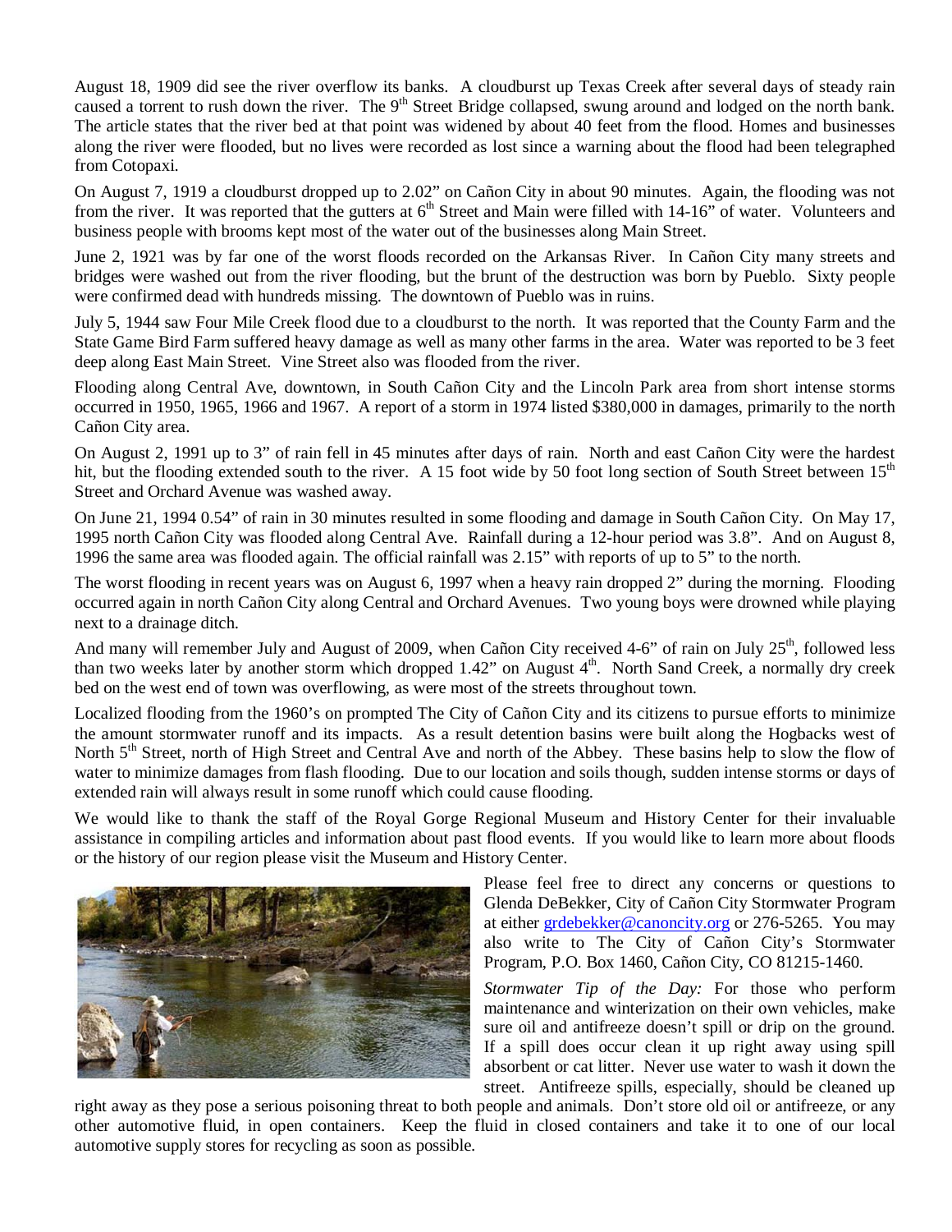August 18, 1909 did see the river overflow its banks. A cloudburst up Texas Creek after several days of steady rain caused a torrent to rush down the river. The 9th Street Bridge collapsed, swung around and lodged on the north bank. The article states that the river bed at that point was widened by about 40 feet from the flood. Homes and businesses along the river were flooded, but no lives were recorded as lost since a warning about the flood had been telegraphed from Cotopaxi.

On August 7, 1919 a cloudburst dropped up to 2.02" on Cañon City in about 90 minutes. Again, the flooding was not from the river. It was reported that the gutters at 6th Street and Main were filled with 14-16" of water. Volunteers and business people with brooms kept most of the water out of the businesses along Main Street.

June 2, 1921 was by far one of the worst floods recorded on the Arkansas River. In Cañon City many streets and bridges were washed out from the river flooding, but the brunt of the destruction was born by Pueblo. Sixty people were confirmed dead with hundreds missing. The downtown of Pueblo was in ruins.

July 5, 1944 saw Four Mile Creek flood due to a cloudburst to the north. It was reported that the County Farm and the State Game Bird Farm suffered heavy damage as well as many other farms in the area. Water was reported to be 3 feet deep along East Main Street. Vine Street also was flooded from the river.

Flooding along Central Ave, downtown, in South Cañon City and the Lincoln Park area from short intense storms occurred in 1950, 1965, 1966 and 1967. A report of a storm in 1974 listed $380,000 in damages, primarily to the north Cañon City area.

On August 2, 1991 up to 3" of rain fell in 45 minutes after days of rain. North and east Cañon City were the hardest hit, but the flooding extended south to the river. A 15 foot wide by 50 foot long section of South Street between 15th Street and Orchard Avenue was washed away.

On June 21, 1994 0.54" of rain in 30 minutes resulted in some flooding and damage in South Cañon City. On May 17, 1995 north Cañon City was flooded along Central Ave. Rainfall during a 12-hour period was 3.8". And on August 8, 1996 the same area was flooded again. The official rainfall was 2.15" with reports of up to 5" to the north.

The worst flooding in recent years was on August 6, 1997 when a heavy rain dropped 2" during the morning. Flooding occurred again in north Cañon City along Central and Orchard Avenues. Two young boys were drowned while playing next to a drainage ditch.

And many will remember July and August of 2009, when Cañon City received 4-6" of rain on July 25th, followed less than two weeks later by another storm which dropped 1.42" on August 4th. North Sand Creek, a normally dry creek bed on the west end of town was overflowing, as were most of the streets throughout town.

Localized flooding from the 1960's on prompted The City of Cañon City and its citizens to pursue efforts to minimize the amount stormwater runoff and its impacts. As a result detention basins were built along the Hogbacks west of North 5th Street, north of High Street and Central Ave and north of the Abbey. These basins help to slow the flow of water to minimize damages from flash flooding. Due to our location and soils though, sudden intense storms or days of extended rain will always result in some runoff which could cause flooding.

We would like to thank the staff of the Royal Gorge Regional Museum and History Center for their invaluable assistance in compiling articles and information about past flood events. If you would like to learn more about floods or the history of our region please visit the Museum and History Center.

Please feel free to direct any concerns or questions to Glenda DeBekker, City of Cañon City Stormwater Program at either grdebekker@canoncity.org or 276-5265. You may also write to The City of Cañon City's Stormwater Program, P.O. Box 1460, Cañon City, CO 81215-1460.

*Stormwater Tip of the Day:* For those who perform maintenance and winterization on their own vehicles, make sure oil and antifreeze doesn't spill or drip on the ground. If a spill does occur clean it up right away using spill absorbent or cat litter. Never use water to wash it down the street. Antifreeze spills, especially, should be cleaned up right away as they pose a serious poisoning threat to both people and animals. Don't store old oil or antifreeze, or any other automotive fluid, in open containers. Keep the fluid in closed containers and take it to one of our local automotive supply stores for recycling as soon as possible.